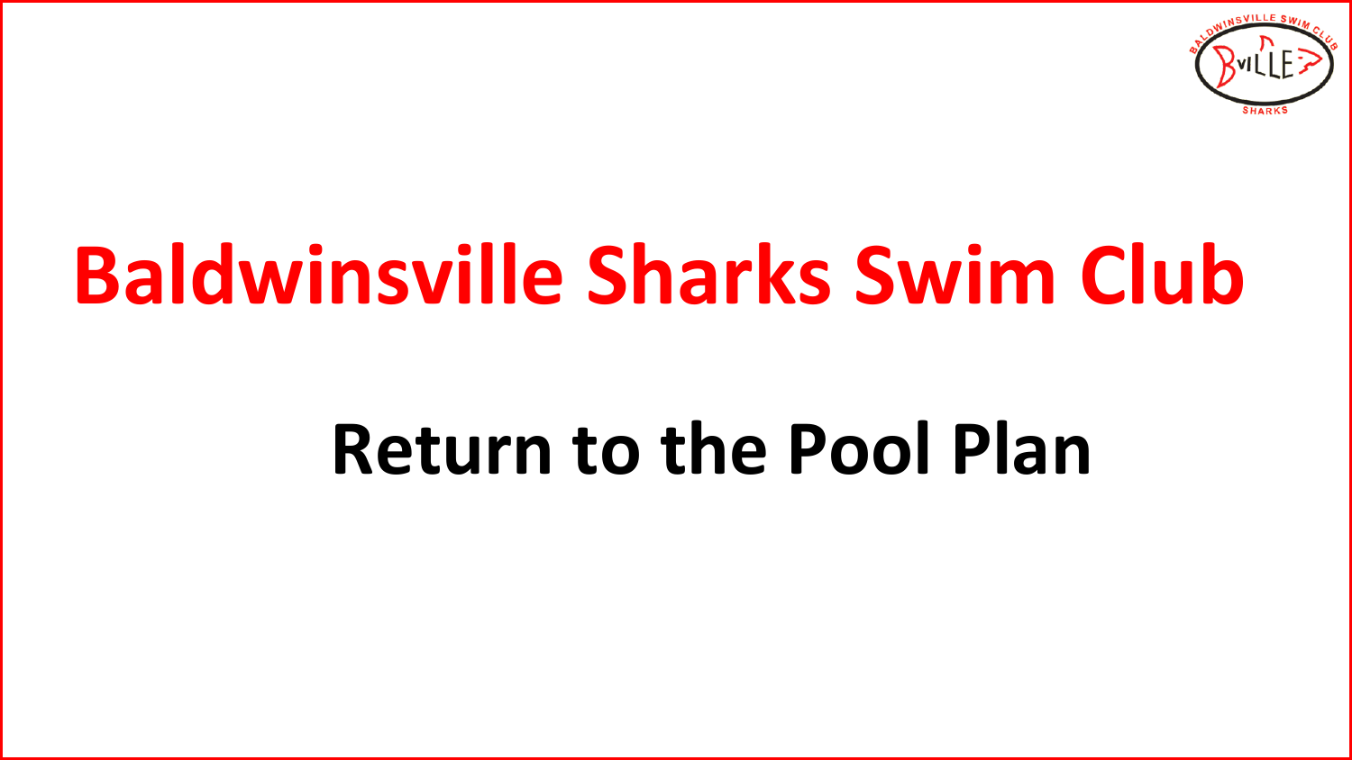# Baldwinsville Sharks Swim Club

## Return to the Pool Plan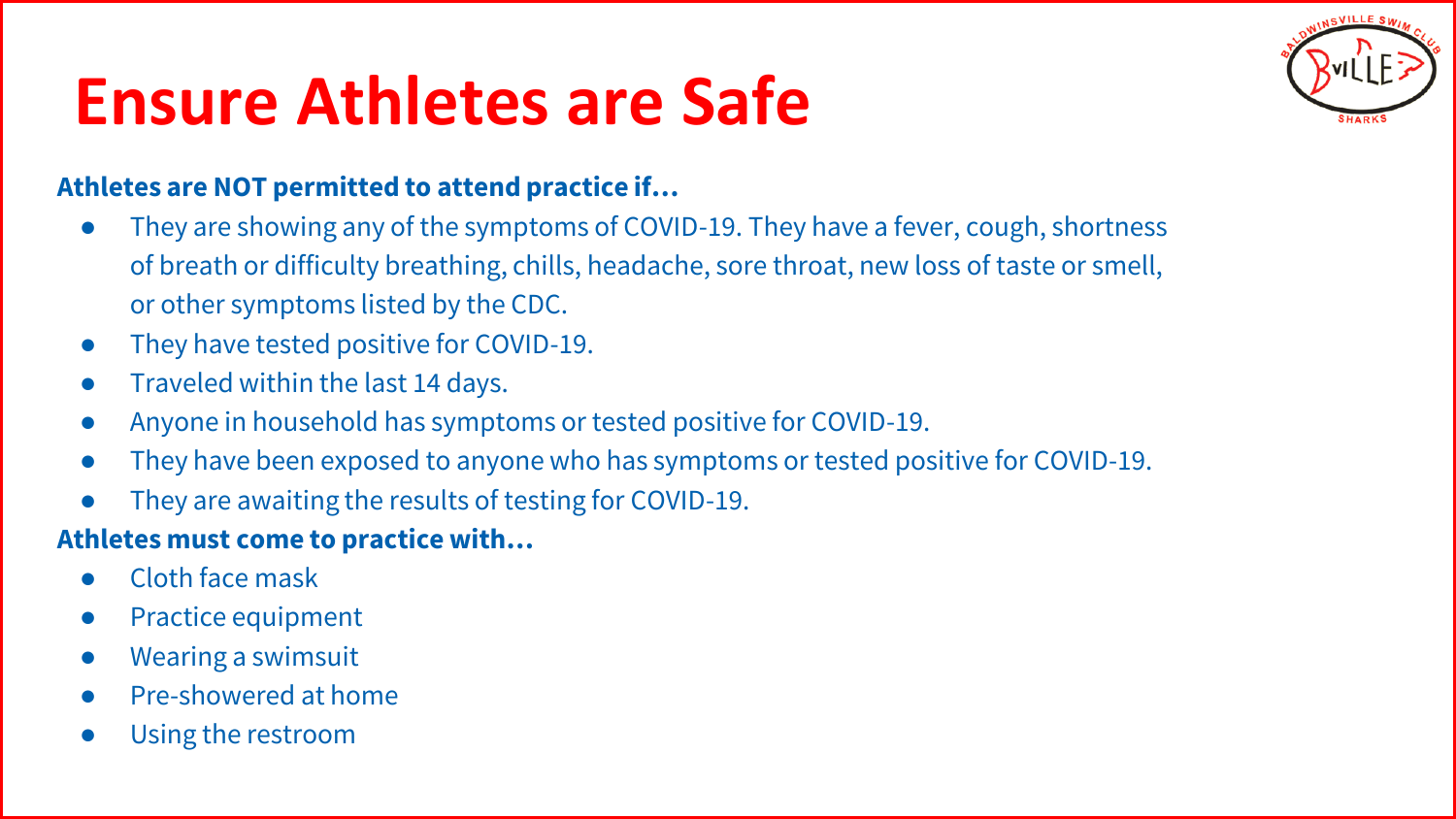# Ensure Athletes are Safe

**Athletes are NOT permitted to attend practice if…**

- They are showing any of the symptoms of COVID-19. They have a fever, cough, shortness of breath or difficulty breathing, chills, headache, sore throat, new loss of taste or smell, or other symptoms listed by the CDC.
- They have tested positive for COVID-19.
- Traveled within the last 14 days.
- Anyone in household has symptoms or tested positive for COVID-19.
- They have been exposed to anyone who has symptoms or tested positive for COVID-19.
- They are awaiting the results of testing for COVID-19.

**Athletes must come to practice with…**

- Cloth face mask
- Practice equipment
- Wearing a swimsuit
- Pre-showered at home
- Using the restroom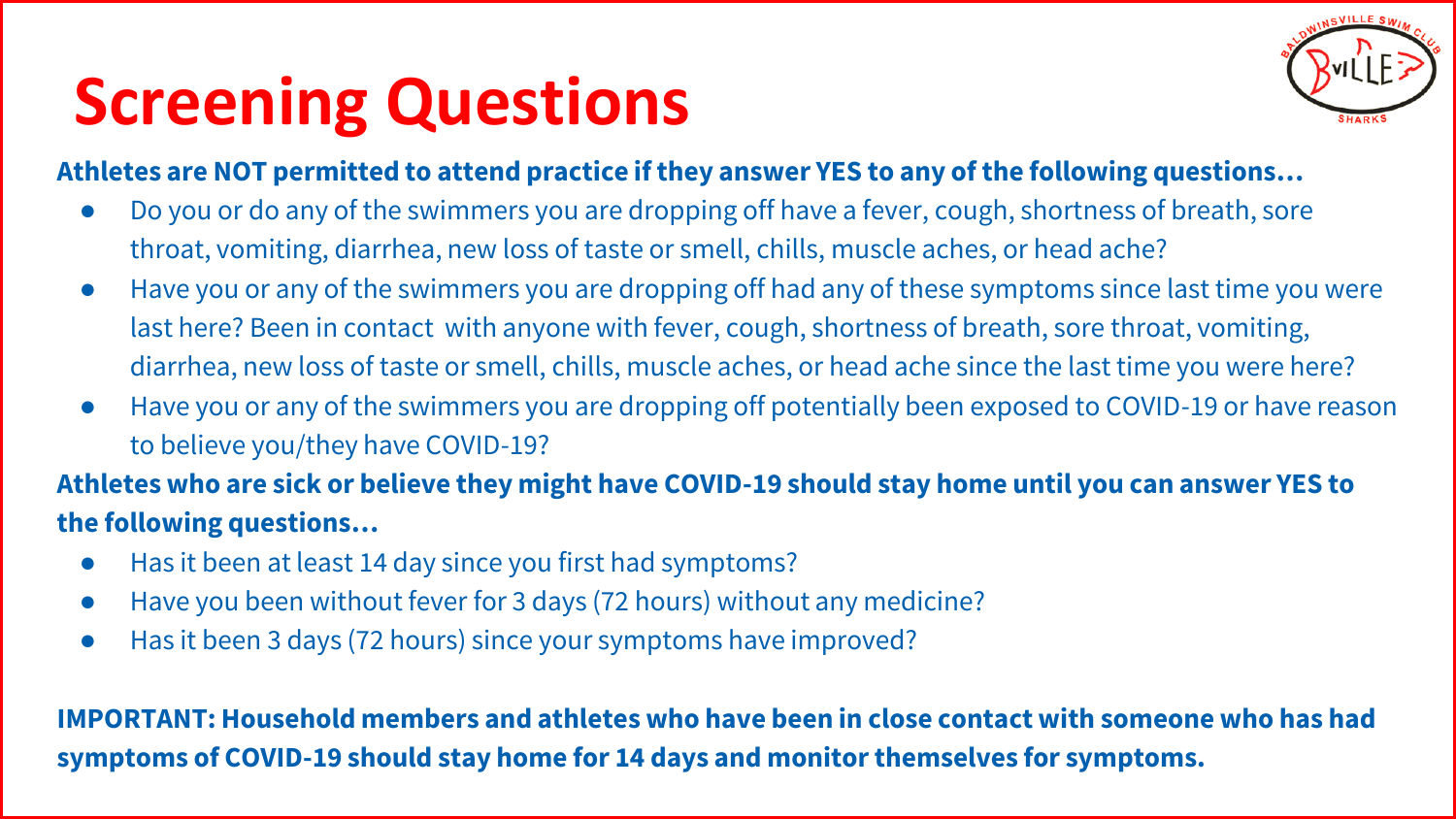# Screening Questions

**Athletes are NOT permitted to attend practice if they answer YES to any of the following questions…**

- Do you or do any of the swimmers you are dropping off have a fever, cough, shortness of breath, sore throat, vomiting, diarrhea, new loss of taste or smell, chills, muscle aches, or head ache?
- Have you or any of the swimmers you are dropping off had any of these symptoms since last time you were last here? Been in contact with anyone with fever, cough, shortness of breath, sore throat, vomiting, diarrhea, new loss of taste or smell, chills, muscle aches, or head ache since the last time you were here?
- Have you or any of the swimmers you are dropping off potentially been exposed to COVID-19 or have reason to believe you/they have COVID-19?

**Athletes who are sick or believe they might have COVID-19 should stay home until you can answer YES to the following questions…**

- Has it been at least 14 day since you first had symptoms?
- Have you been without fever for 3 days (72 hours) without any medicine?
- Has it been 3 days (72 hours) since your symptoms have improved?

**IMPORTANT: Household members and athletes who have been in close contact with someone who has had symptoms of COVID-19 should stay home for 14 days and monitor themselves for symptoms.**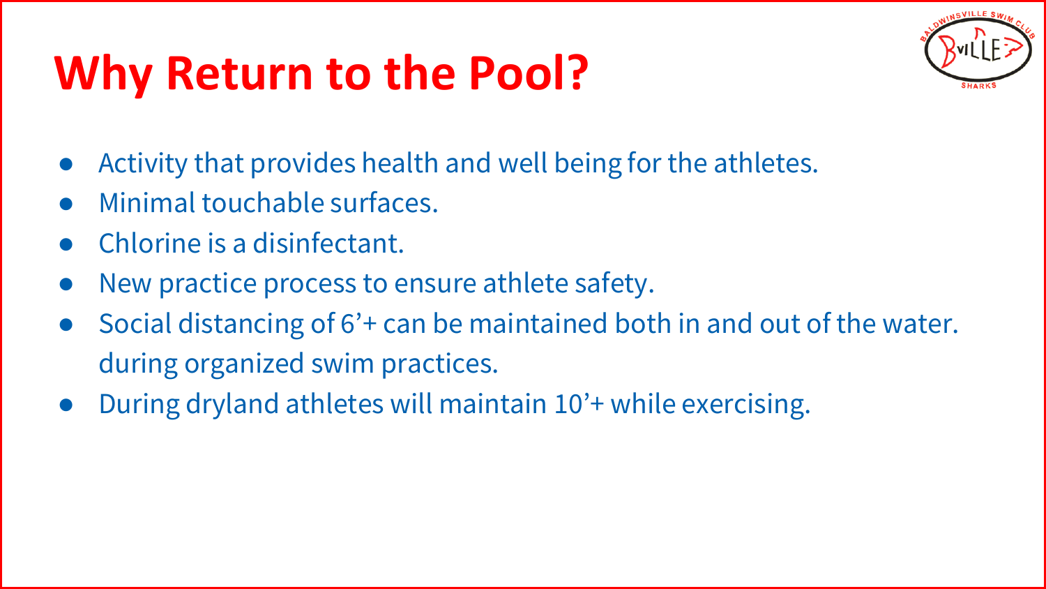# Why Return to the Pool?

- Activity that provides health and well being for the athletes.
- Minimal touchable surfaces.
- Chlorine is a disinfectant.
- New practice process to ensure athlete safety.
- Social distancing of 6’+ can be maintained both in and out of the water. during organized swim practices.
- During dryland athletes will maintain 10’+ while exercising.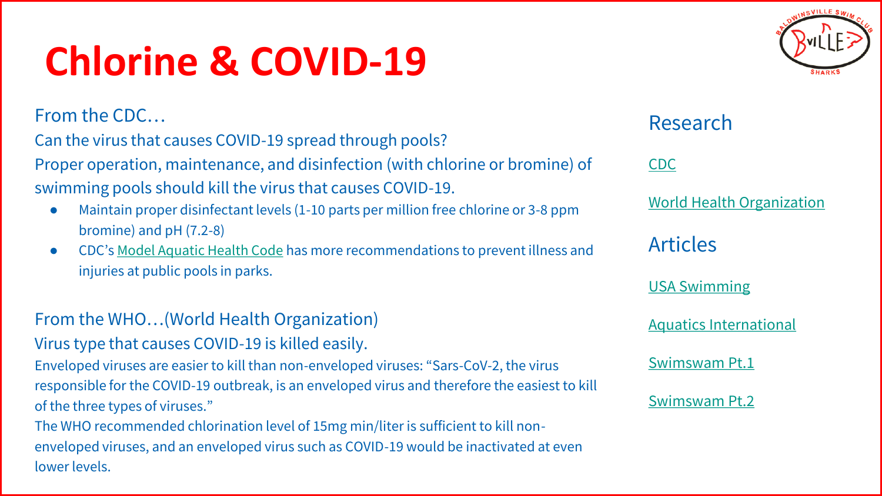# Chlorine & COVID-19

From the CDC…

Can the virus that causes COVID-19 spread through pools?

Proper operation, maintenance, and disinfection (with chlorine or bromine) of swimming pools should kill the virus that causes COVID-19.

- Maintain proper disinfectant levels (1-10 parts per million free chlorine or 3-8 ppm bromine) and pH (7.2-8)
- CDC's Model Aquatic Health Code has more recommendations to prevent illness and injuries at public pools in parks.

From the WHO…(World Health Organization)

Virus type that causes COVID-19 is killed easily.

Enveloped viruses are easier to kill than non-enveloped viruses: "Sars-CoV-2, the virus responsible for the COVID-19 outbreak, is an enveloped virus and therefore the easiest to kill of the three types of viruses."

The WHO recommended chlorination level of 15mg min/liter is sufficient to kill non-enveloped viruses, and an enveloped virus such as COVID-19 would be inactivated at even lower levels.

## Research

CDC

World Health Organization

## Articles

USA Swimming

Aquatics International

Swimswam Pt.1

Swimswam Pt.2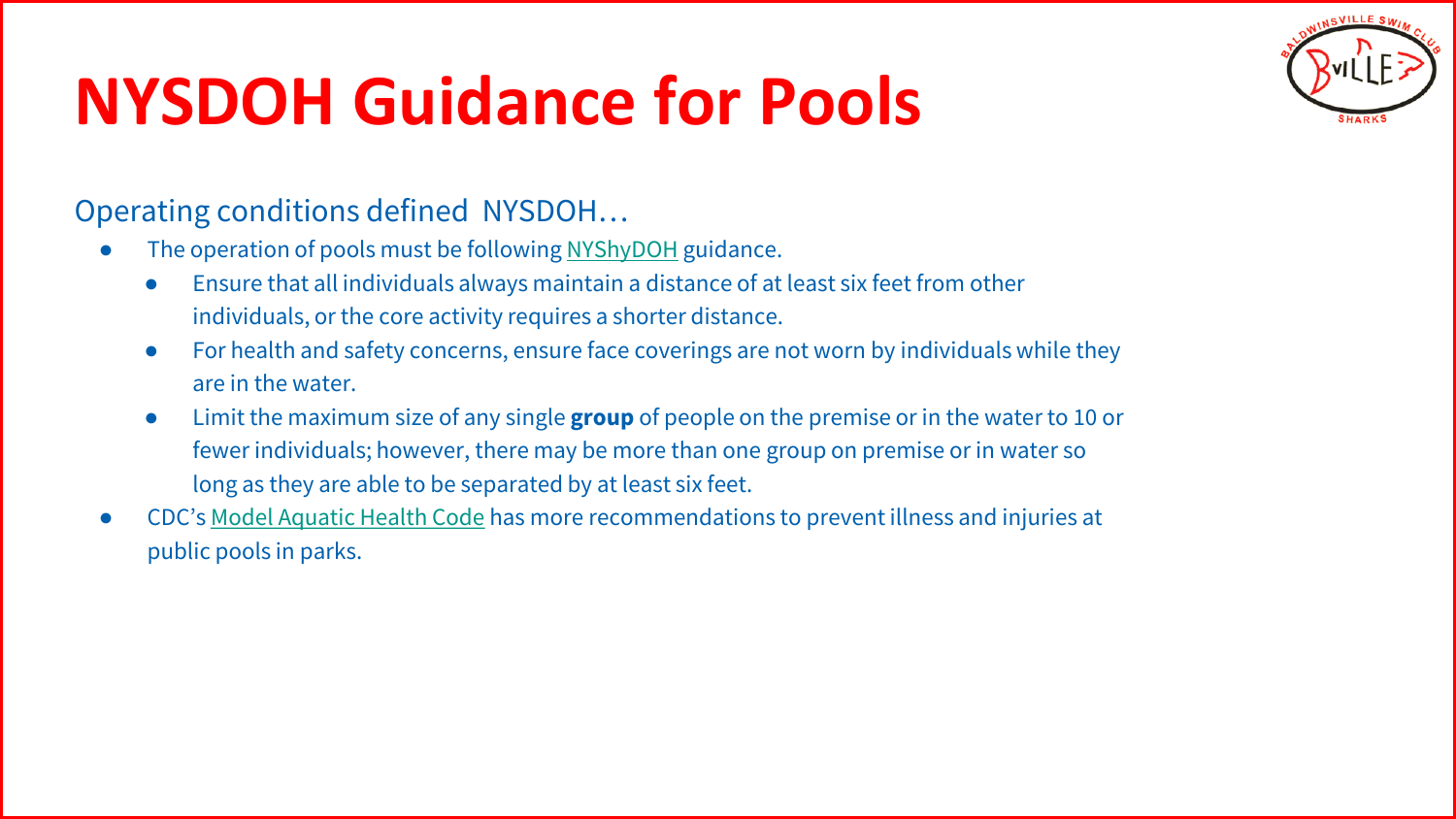# NYSDOH Guidance for Pools

Operating conditions defined NYSDOH…

- The operation of pools must be following NYShyDOH guidance.
  - Ensure that all individuals always maintain a distance of at least six feet from other individuals, or the core activity requires a shorter distance.
  - For health and safety concerns, ensure face coverings are not worn by individuals while they are in the water.
  - Limit the maximum size of any single **group** of people on the premise or in the water to 10 or fewer individuals; however, there may be more than one group on premise or in water so long as they are able to be separated by at least six feet.
- CDC's Model Aquatic Health Code has more recommendations to prevent illness and injuries at public pools in parks.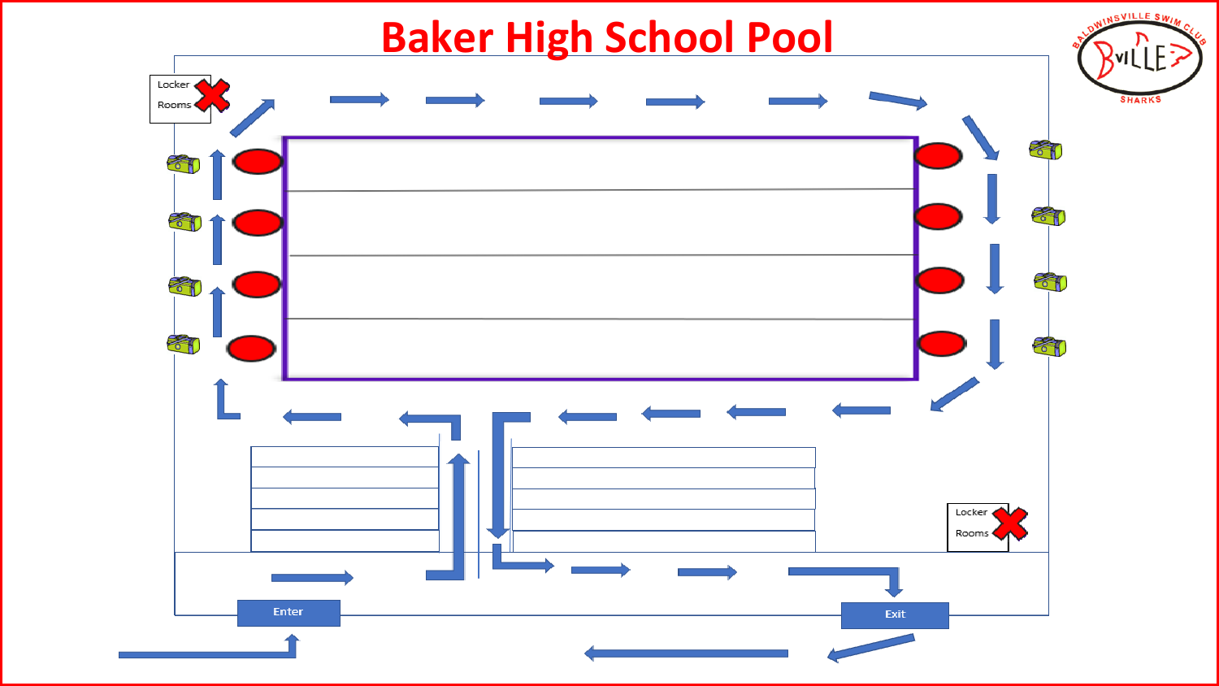# Baker High School Pool

Locker Rooms

Locker Rooms

Enter

Exit

BALDWINSVILLE SWIM CLUB BVILLE SHARKS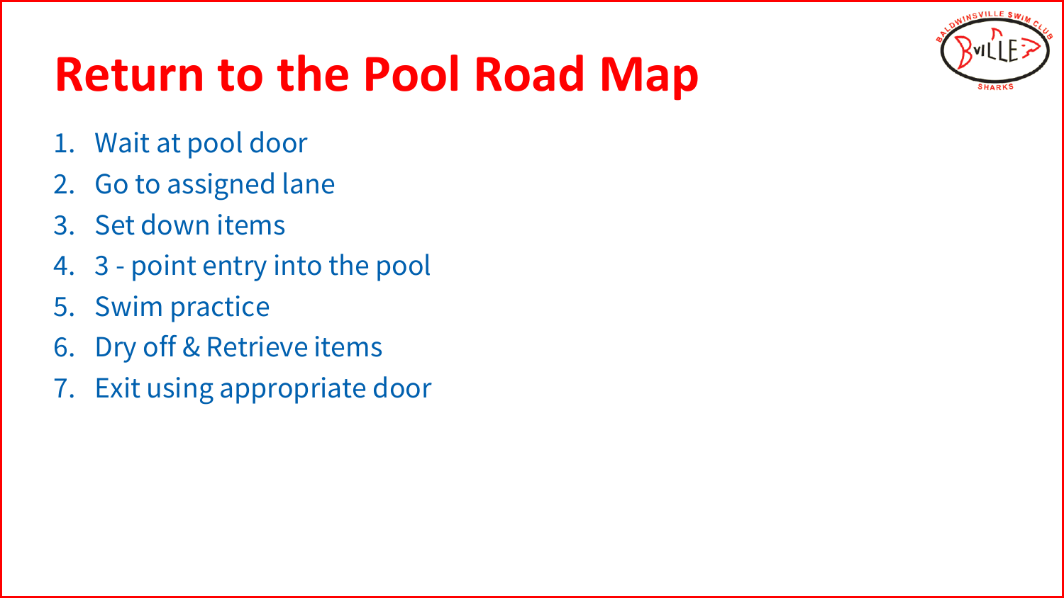# Return to the Pool Road Map

1. Wait at pool door
2. Go to assigned lane
3. Set down items
4. 3 - point entry into the pool
5. Swim practice
6. Dry off & Retrieve items
7. Exit using appropriate door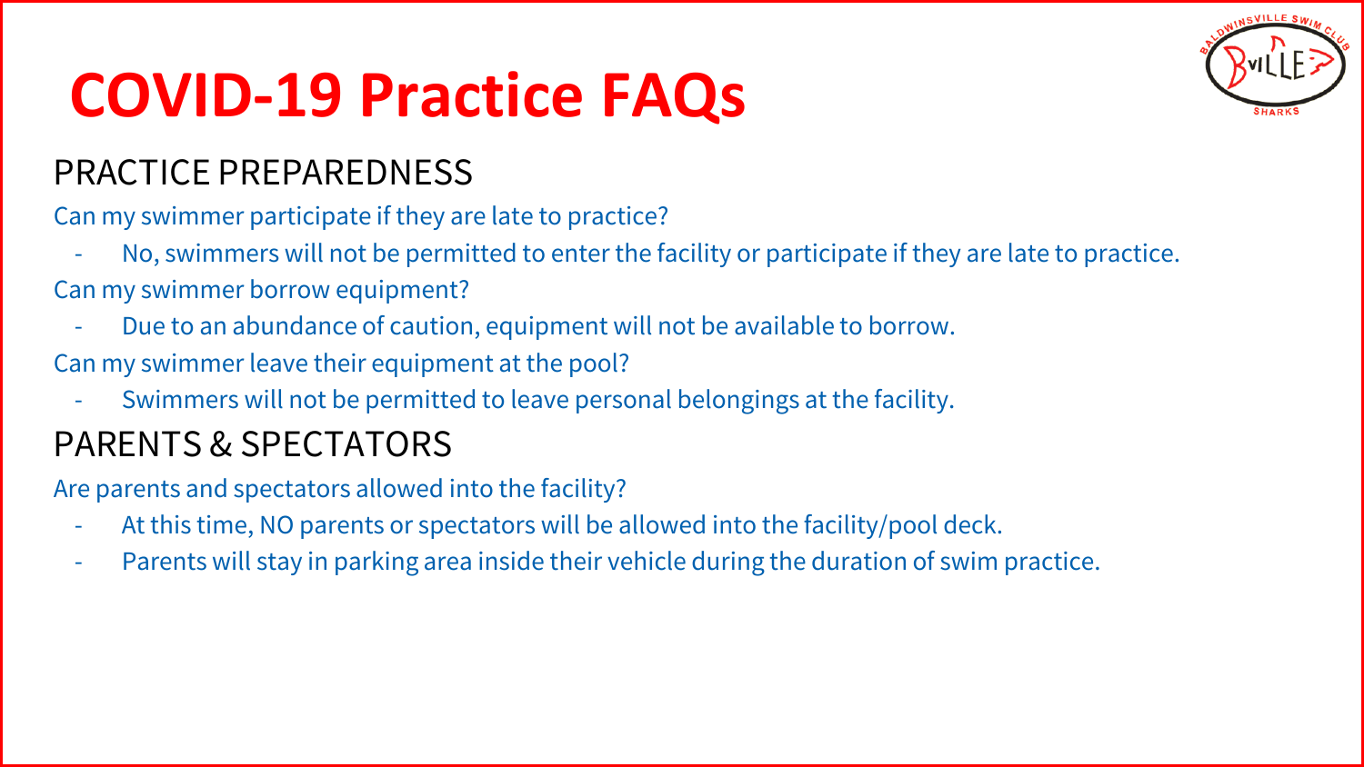# COVID-19 Practice FAQs

## PRACTICE PREPAREDNESS

Can my swimmer participate if they are late to practice?

- No, swimmers will not be permitted to enter the facility or participate if they are late to practice.

Can my swimmer borrow equipment?

- Due to an abundance of caution, equipment will not be available to borrow.

Can my swimmer leave their equipment at the pool?

- Swimmers will not be permitted to leave personal belongings at the facility.

## PARENTS & SPECTATORS

Are parents and spectators allowed into the facility?

- At this time, NO parents or spectators will be allowed into the facility/pool deck.
- Parents will stay in parking area inside their vehicle during the duration of swim practice.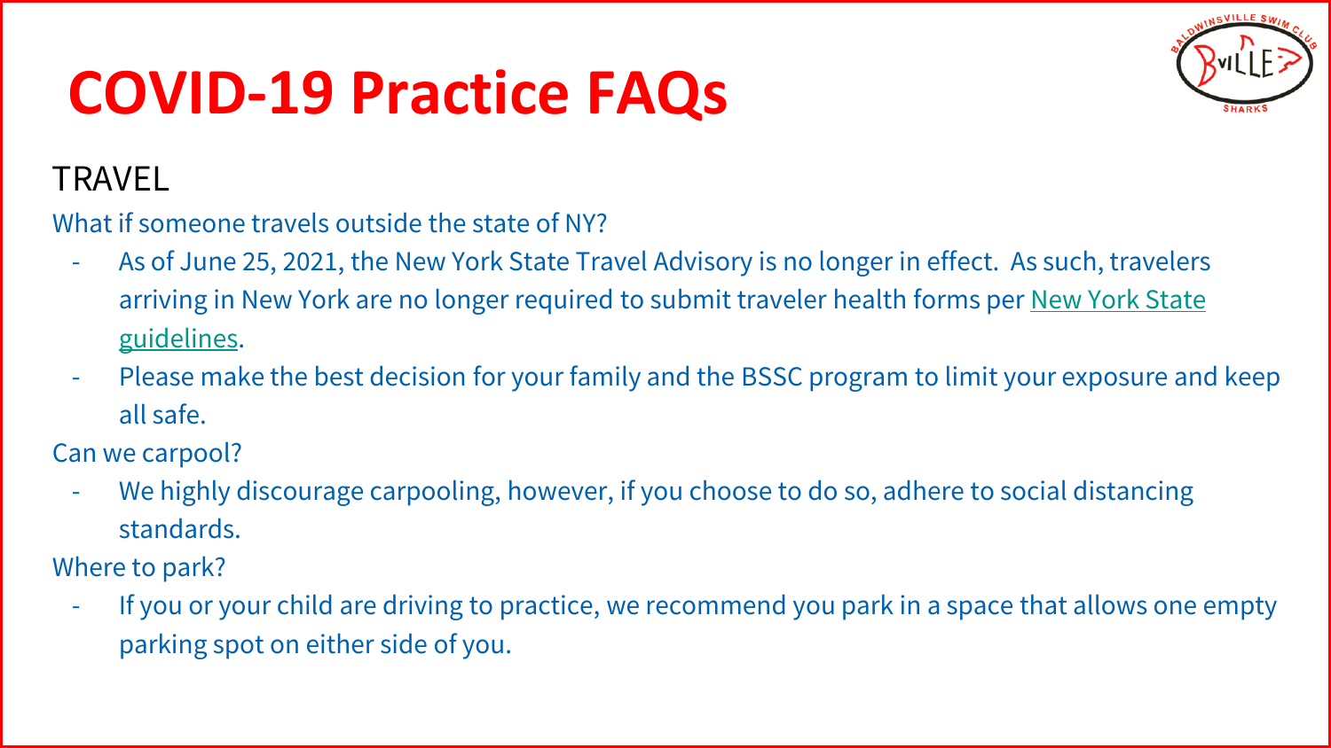# COVID-19 Practice FAQs

## TRAVEL

What if someone travels outside the state of NY?

- As of June 25, 2021, the New York State Travel Advisory is no longer in effect. As such, travelers arriving in New York are no longer required to submit traveler health forms per New York State guidelines.
- Please make the best decision for your family and the BSSC program to limit your exposure and keep all safe.

Can we carpool?

- We highly discourage carpooling, however, if you choose to do so, adhere to social distancing standards.

Where to park?

- If you or your child are driving to practice, we recommend you park in a space that allows one empty parking spot on either side of you.